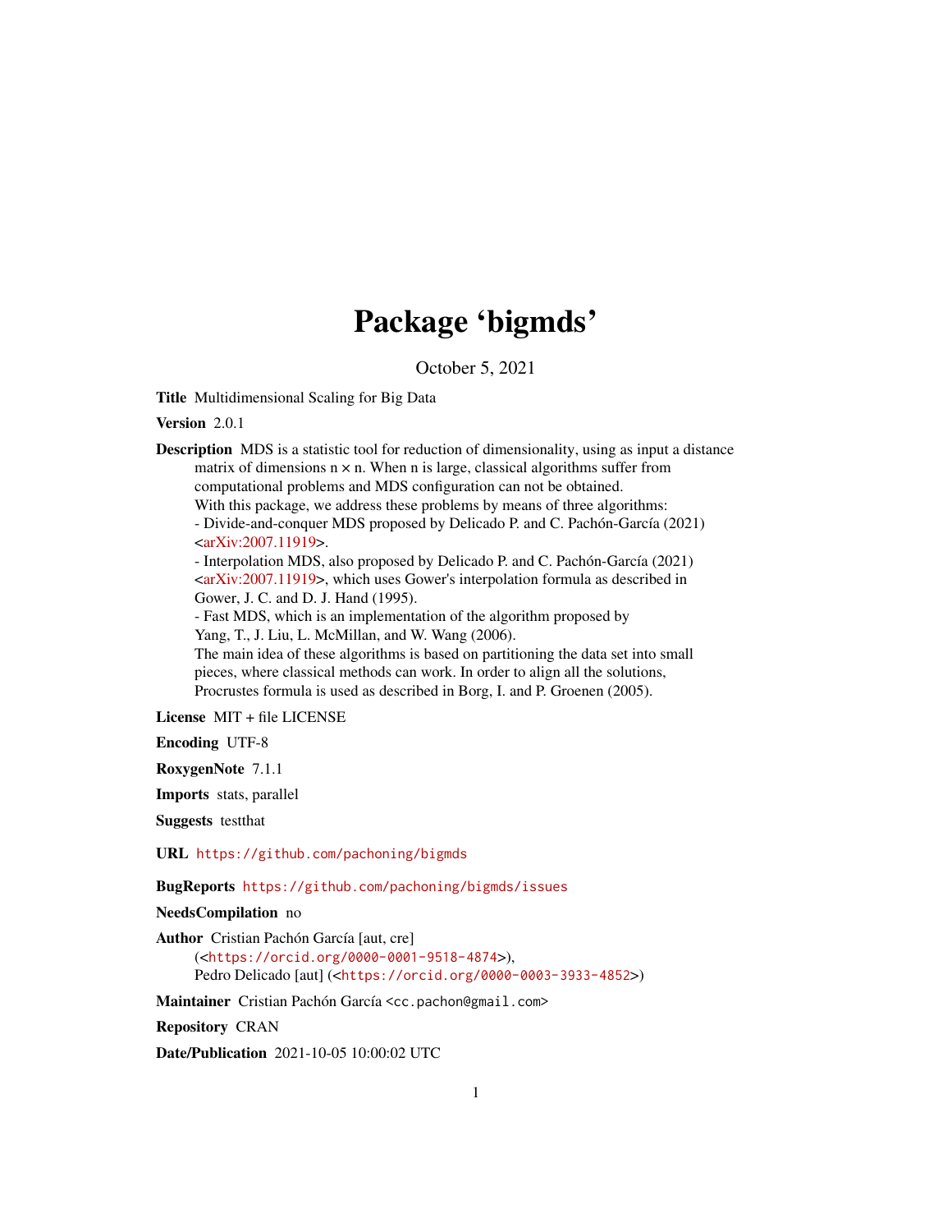# Package 'bigmds'

October 5, 2021

**Title** Multidimensional Scaling for Big Data

**Version** 2.0.1

**Description** MDS is a statistic tool for reduction of dimensionality, using as input a distance matrix of dimensions n × n. When n is large, classical algorithms suffer from computational problems and MDS configuration can not be obtained.
With this package, we address these problems by means of three algorithms:
- Divide-and-conquer MDS proposed by Delicado P. and C. Pachón-García (2021) <arXiv:2007.11919>.
- Interpolation MDS, also proposed by Delicado P. and C. Pachón-García (2021) <arXiv:2007.11919>, which uses Gower's interpolation formula as described in Gower, J. C. and D. J. Hand (1995).
- Fast MDS, which is an implementation of the algorithm proposed by Yang, T., J. Liu, L. McMillan, and W. Wang (2006).
The main idea of these algorithms is based on partitioning the data set into small pieces, where classical methods can work. In order to align all the solutions, Procrustes formula is used as described in Borg, I. and P. Groenen (2005).

**License** MIT + file LICENSE

**Encoding** UTF-8

**RoxygenNote** 7.1.1

**Imports** stats, parallel

**Suggests** testthat

**URL** `https://github.com/pachoning/bigmds`

**BugReports** `https://github.com/pachoning/bigmds/issues`

**NeedsCompilation** no

**Author** Cristian Pachón García [aut, cre]
(<`https://orcid.org/0000-0001-9518-4874`>),
Pedro Delicado [aut] (<`https://orcid.org/0000-0003-3933-4852`>)

**Maintainer** Cristian Pachón García <cc.pachon@gmail.com>

**Repository** CRAN

**Date/Publication** 2021-10-05 10:00:02 UTC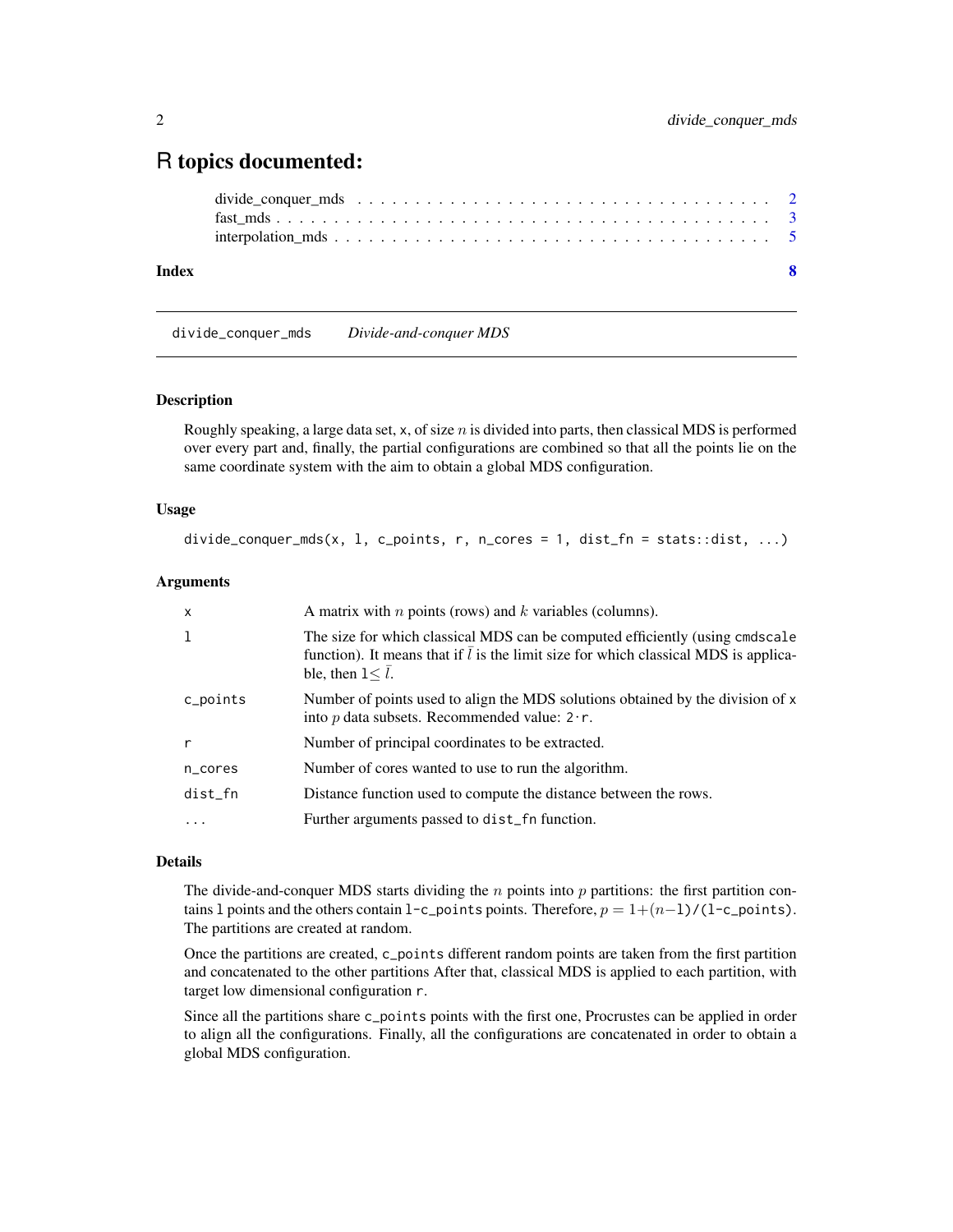# R topics documented:

divide_conquer_mds . . . . . . . . . . . . . . . . . . . . . . . . . . . . . . . . . . . 2
fast_mds . . . . . . . . . . . . . . . . . . . . . . . . . . . . . . . . . . . . . . . . 3
interpolation_mds . . . . . . . . . . . . . . . . . . . . . . . . . . . . . . . . . . . 5

**Index** **8**

---

## divide_conquer_mds — *Divide-and-conquer MDS*

### Description

Roughly speaking, a large data set, x, of size $n$ is divided into parts, then classical MDS is performed over every part and, finally, the partial configurations are combined so that all the points lie on the same coordinate system with the aim to obtain a global MDS configuration.

### Usage

```
divide_conquer_mds(x, l, c_points, r, n_cores = 1, dist_fn = stats::dist, ...)
```

### Arguments

| | |
|---|---|
| x | A matrix with $n$ points (rows) and $k$ variables (columns). |
| l | The size for which classical MDS can be computed efficiently (using cmdscale function). It means that if $\bar{l}$ is the limit size for which classical MDS is applicable, then l$\leq \bar{l}$. |
| c_points | Number of points used to align the MDS solutions obtained by the division of x into $p$ data subsets. Recommended value: 2·r. |
| r | Number of principal coordinates to be extracted. |
| n_cores | Number of cores wanted to use to run the algorithm. |
| dist_fn | Distance function used to compute the distance between the rows. |
| ... | Further arguments passed to dist_fn function. |

### Details

The divide-and-conquer MDS starts dividing the $n$ points into $p$ partitions: the first partition contains l points and the others contain l-c_points points. Therefore, $p = 1+(n-$l)/(l-c_points). The partitions are created at random.

Once the partitions are created, c_points different random points are taken from the first partition and concatenated to the other partitions After that, classical MDS is applied to each partition, with target low dimensional configuration r.

Since all the partitions share c_points points with the first one, Procrustes can be applied in order to align all the configurations. Finally, all the configurations are concatenated in order to obtain a global MDS configuration.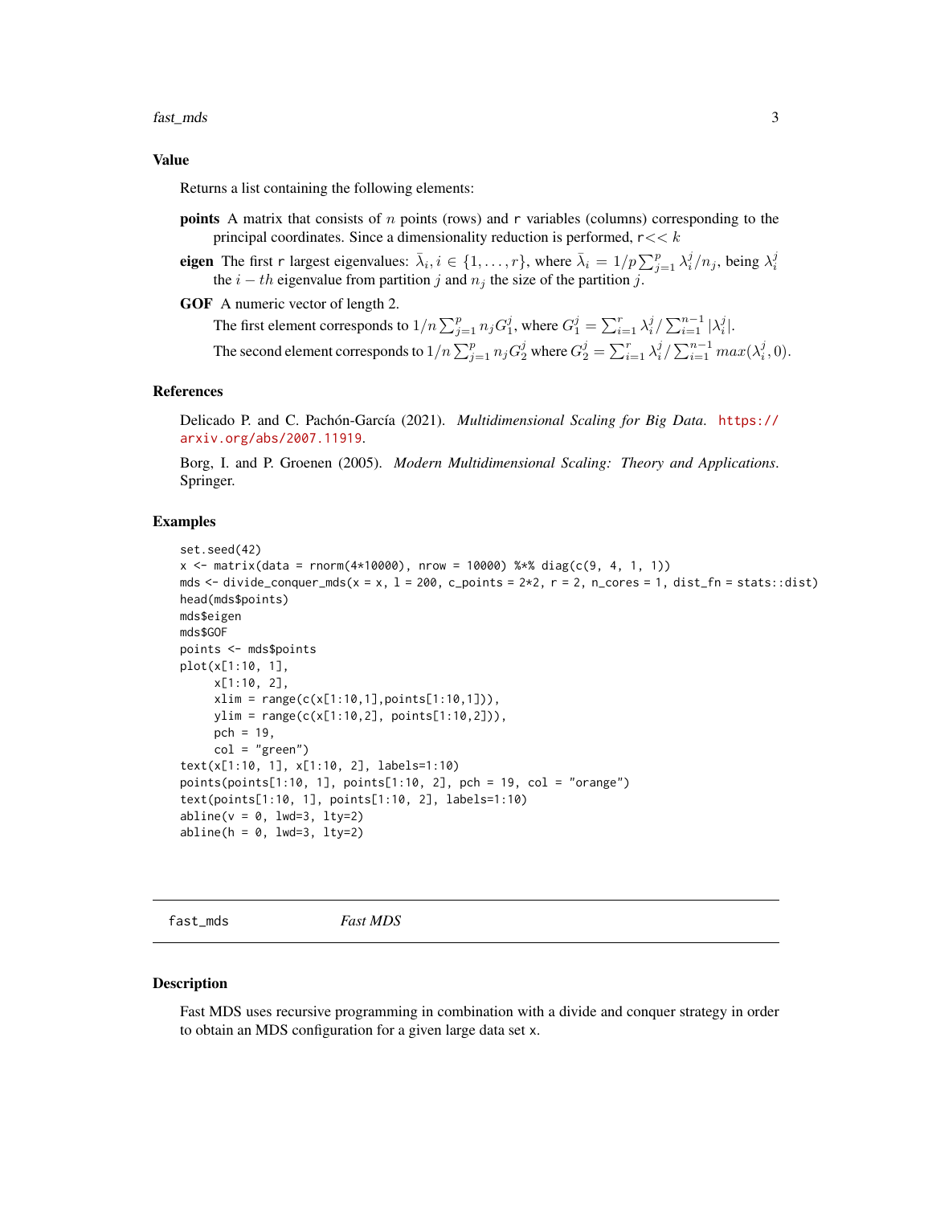## Value

Returns a list containing the following elements:

**points** A matrix that consists of $n$ points (rows) and r variables (columns) corresponding to the principal coordinates. Since a dimensionality reduction is performed, r $<< k$

**eigen** The first r largest eigenvalues: $\bar{\lambda}_i, i \in \{1, \dots, r\}$, where $\bar{\lambda}_i = 1/p \sum_{j=1}^{p} \lambda_i^j / n_j$, being $\lambda_i^j$ the $i-th$ eigenvalue from partition $j$ and $n_j$ the size of the partition $j$.

**GOF** A numeric vector of length 2.

The first element corresponds to $1/n \sum_{j=1}^{p} n_j G_1^j$, where $G_1^j = \sum_{i=1}^{r} \lambda_i^j / \sum_{i=1}^{n-1} |\lambda_i^j|$.

The second element corresponds to $1/n \sum_{j=1}^{p} n_j G_2^j$ where $G_2^j = \sum_{i=1}^{r} \lambda_i^j / \sum_{i=1}^{n-1} max(\lambda_i^j, 0)$.

## References

Delicado P. and C. Pachón-García (2021). *Multidimensional Scaling for Big Data*. https://arxiv.org/abs/2007.11919.

Borg, I. and P. Groenen (2005). *Modern Multidimensional Scaling: Theory and Applications*. Springer.

## Examples

```
set.seed(42)
x <- matrix(data = rnorm(4*10000), nrow = 10000) %*% diag(c(9, 4, 1, 1))
mds <- divide_conquer_mds(x = x, l = 200, c_points = 2*2, r = 2, n_cores = 1, dist_fn = stats::dist)
head(mds$points)
mds$eigen
mds$GOF
points <- mds$points
plot(x[1:10, 1],
     x[1:10, 2],
     xlim = range(c(x[1:10,1],points[1:10,1])),
     ylim = range(c(x[1:10,2], points[1:10,2])),
     pch = 19,
     col = "green")
text(x[1:10, 1], x[1:10, 2], labels=1:10)
points(points[1:10, 1], points[1:10, 2], pch = 19, col = "orange")
text(points[1:10, 1], points[1:10, 2], labels=1:10)
abline(v = 0, lwd=3, lty=2)
abline(h = 0, lwd=3, lty=2)
```

---

# fast_mds *Fast MDS*

## Description

Fast MDS uses recursive programming in combination with a divide and conquer strategy in order to obtain an MDS configuration for a given large data set x.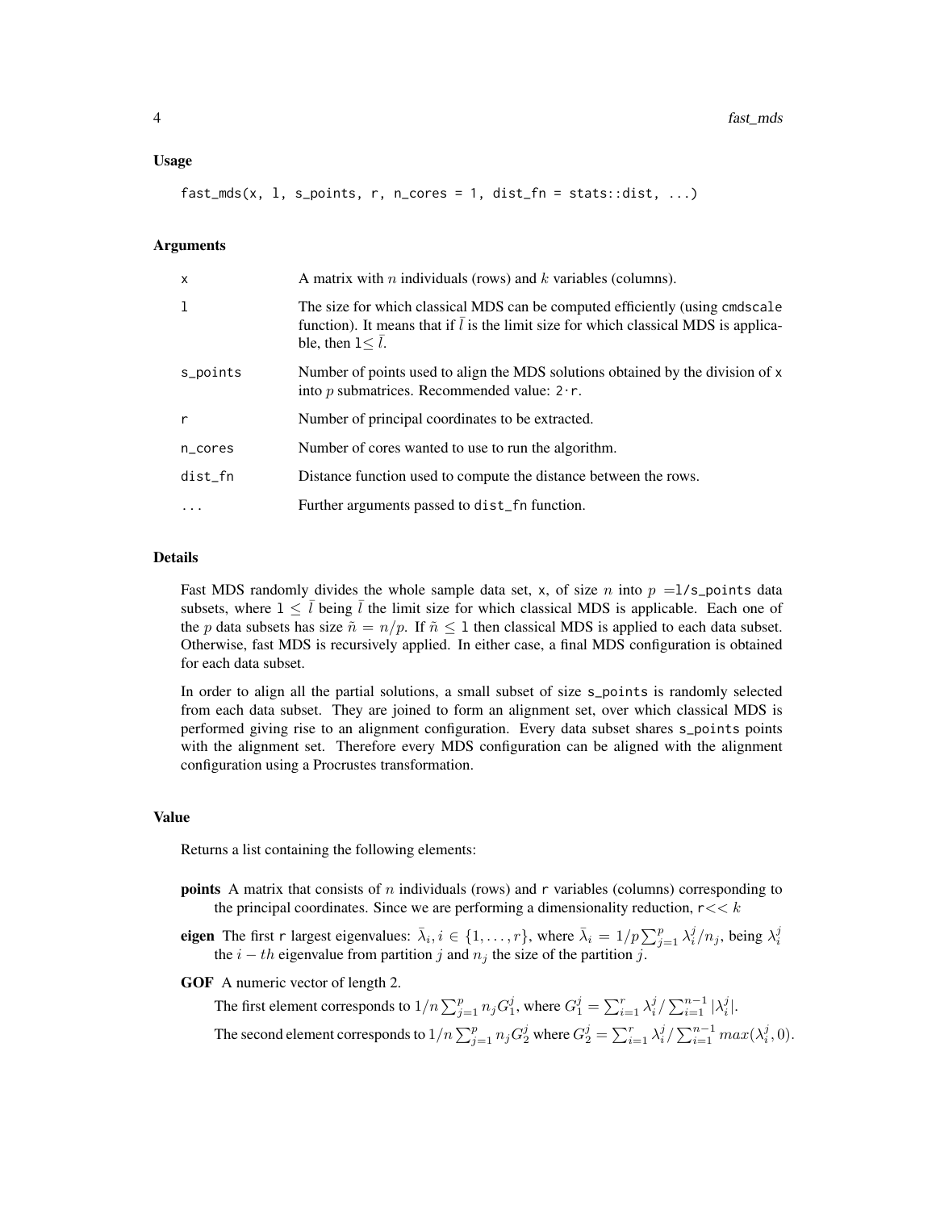### Usage

```
fast_mds(x, l, s_points, r, n_cores = 1, dist_fn = stats::dist, ...)
```

### Arguments

| | |
|---|---|
| x | A matrix with $n$ individuals (rows) and $k$ variables (columns). |
| l | The size for which classical MDS can be computed efficiently (using cmdscale function). It means that if $\bar{l}$ is the limit size for which classical MDS is applicable, then l$\leq \bar{l}$. |
| s_points | Number of points used to align the MDS solutions obtained by the division of x into $p$ submatrices. Recommended value: 2·r. |
| r | Number of principal coordinates to be extracted. |
| n_cores | Number of cores wanted to use to run the algorithm. |
| dist_fn | Distance function used to compute the distance between the rows. |
| ... | Further arguments passed to dist_fn function. |

### Details

Fast MDS randomly divides the whole sample data set, x, of size $n$ into $p$ =l/s_points data subsets, where l $\leq \bar{l}$ being $\bar{l}$ the limit size for which classical MDS is applicable. Each one of the $p$ data subsets has size $\tilde{n} = n/p$. If $\tilde{n} \leq$ l then classical MDS is applied to each data subset. Otherwise, fast MDS is recursively applied. In either case, a final MDS configuration is obtained for each data subset.

In order to align all the partial solutions, a small subset of size s_points is randomly selected from each data subset. They are joined to form an alignment set, over which classical MDS is performed giving rise to an alignment configuration. Every data subset shares s_points points with the alignment set. Therefore every MDS configuration can be aligned with the alignment configuration using a Procrustes transformation.

### Value

Returns a list containing the following elements:

**points** A matrix that consists of $n$ individuals (rows) and r variables (columns) corresponding to the principal coordinates. Since we are performing a dimensionality reduction, r<< $k$

**eigen** The first r largest eigenvalues: $\bar{\lambda}_i, i \in \{1, \ldots, r\}$, where $\bar{\lambda}_i = 1/p \sum_{j=1}^{p} \lambda_i^j / n_j$, being $\lambda_i^j$ the $i-th$ eigenvalue from partition $j$ and $n_j$ the size of the partition $j$.

**GOF** A numeric vector of length 2.

The first element corresponds to $1/n \sum_{j=1}^{p} n_j G_1^j$, where $G_1^j = \sum_{i=1}^{r} \lambda_i^j / \sum_{i=1}^{n-1} |\lambda_i^j|$.

The second element corresponds to $1/n \sum_{j=1}^{p} n_j G_2^j$ where $G_2^j = \sum_{i=1}^{r} \lambda_i^j / \sum_{i=1}^{n-1} max(\lambda_i^j, 0)$.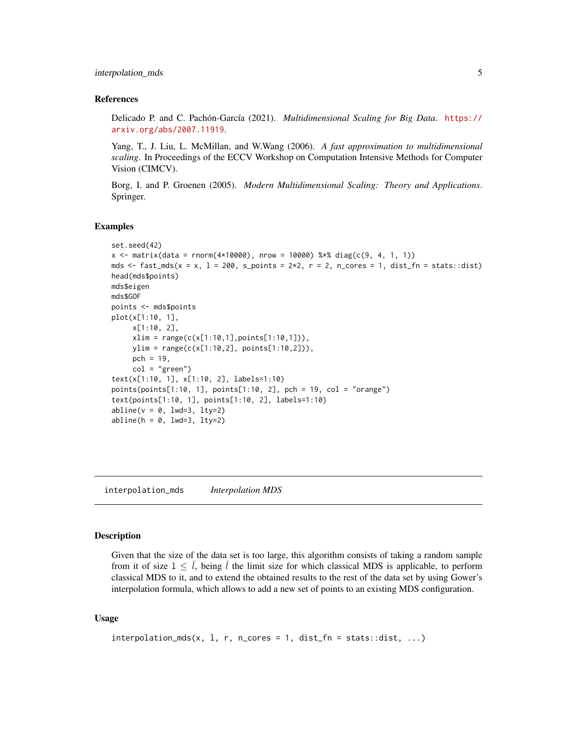### References

Delicado P. and C. Pachón-García (2021). *Multidimensional Scaling for Big Data*. https://arxiv.org/abs/2007.11919.

Yang, T., J. Liu, L. McMillan, and W.Wang (2006). *A fast approximation to multidimensional scaling*. In Proceedings of the ECCV Workshop on Computation Intensive Methods for Computer Vision (CIMCV).

Borg, I. and P. Groenen (2005). *Modern Multidimensional Scaling: Theory and Applications*. Springer.

### Examples

```
set.seed(42)
x <- matrix(data = rnorm(4*10000), nrow = 10000) %*% diag(c(9, 4, 1, 1))
mds <- fast_mds(x = x, l = 200, s_points = 2*2, r = 2, n_cores = 1, dist_fn = stats::dist)
head(mds$points)
mds$eigen
mds$GOF
points <- mds$points
plot(x[1:10, 1],
     x[1:10, 2],
     xlim = range(c(x[1:10,1],points[1:10,1])),
     ylim = range(c(x[1:10,2], points[1:10,2])),
     pch = 19,
     col = "green")
text(x[1:10, 1], x[1:10, 2], labels=1:10)
points(points[1:10, 1], points[1:10, 2], pch = 19, col = "orange")
text(points[1:10, 1], points[1:10, 2], labels=1:10)
abline(v = 0, lwd=3, lty=2)
abline(h = 0, lwd=3, lty=2)
```

---

## interpolation_mds *Interpolation MDS*

### Description

Given that the size of the data set is too large, this algorithm consists of taking a random sample from it of size $l \leq \bar{l}$, being $\bar{l}$ the limit size for which classical MDS is applicable, to perform classical MDS to it, and to extend the obtained results to the rest of the data set by using Gower's interpolation formula, which allows to add a new set of points to an existing MDS configuration.

### Usage

```
interpolation_mds(x, l, r, n_cores = 1, dist_fn = stats::dist, ...)
```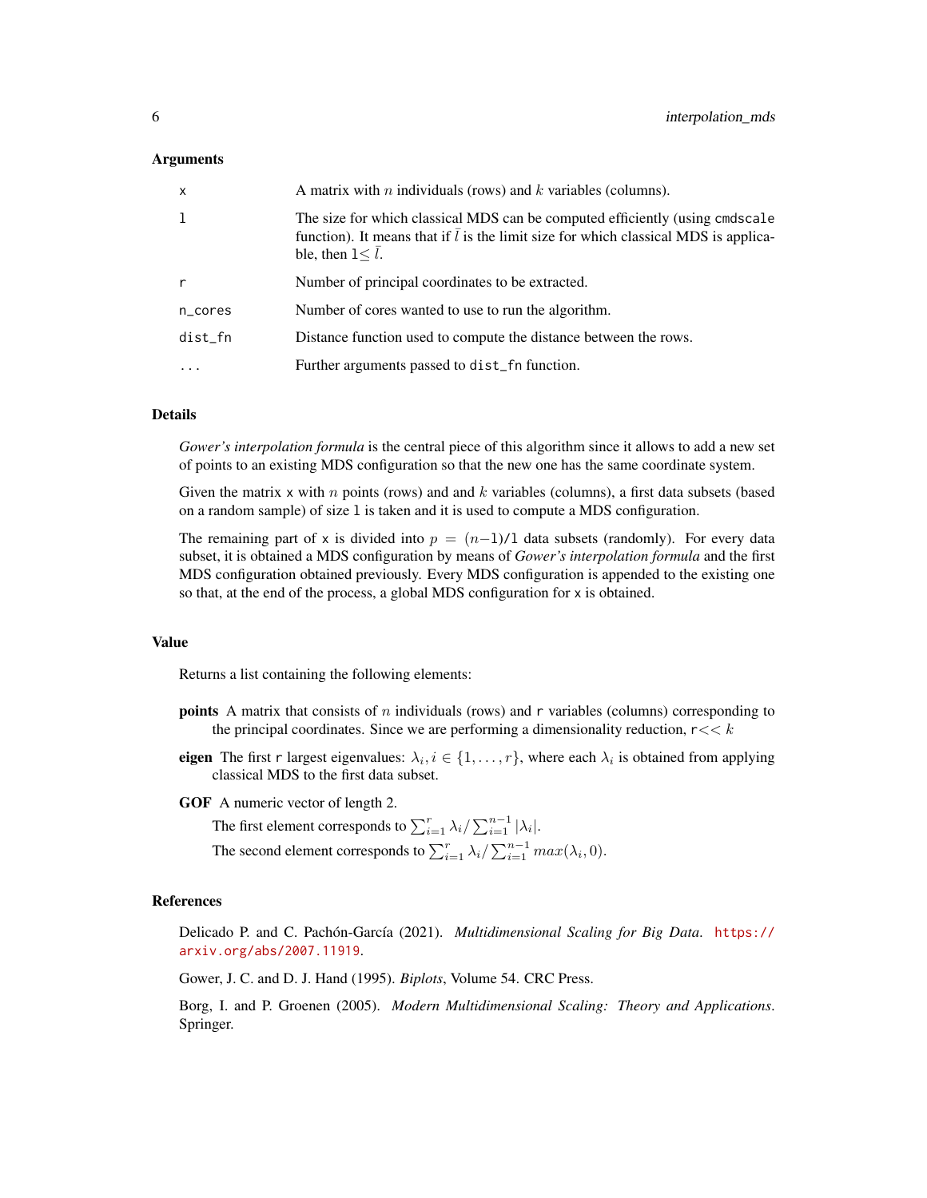### Arguments

| | |
|---|---|
| `x` | A matrix with $n$ individuals (rows) and $k$ variables (columns). |
| `l` | The size for which classical MDS can be computed efficiently (using `cmdscale` function). It means that if $\bar{l}$ is the limit size for which classical MDS is applicable, then `l`$\leq \bar{l}$. |
| `r` | Number of principal coordinates to be extracted. |
| `n_cores` | Number of cores wanted to use to run the algorithm. |
| `dist_fn` | Distance function used to compute the distance between the rows. |
| `...` | Further arguments passed to `dist_fn` function. |

### Details

*Gower's interpolation formula* is the central piece of this algorithm since it allows to add a new set of points to an existing MDS configuration so that the new one has the same coordinate system.

Given the matrix `x` with $n$ points (rows) and and $k$ variables (columns), a first data subsets (based on a random sample) of size `l` is taken and it is used to compute a MDS configuration.

The remaining part of `x` is divided into $p = (n-1)/$`l` data subsets (randomly). For every data subset, it is obtained a MDS configuration by means of *Gower's interpolation formula* and the first MDS configuration obtained previously. Every MDS configuration is appended to the existing one so that, at the end of the process, a global MDS configuration for `x` is obtained.

### Value

Returns a list containing the following elements:

**points** A matrix that consists of $n$ individuals (rows) and `r` variables (columns) corresponding to the principal coordinates. Since we are performing a dimensionality reduction, `r`$<< k$

**eigen** The first `r` largest eigenvalues: $\lambda_i, i \in \{1, \ldots, r\}$, where each $\lambda_i$ is obtained from applying classical MDS to the first data subset.

**GOF** A numeric vector of length 2.

The first element corresponds to $\sum_{i=1}^{r} \lambda_i / \sum_{i=1}^{n-1} |\lambda_i|$.

The second element corresponds to $\sum_{i=1}^{r} \lambda_i / \sum_{i=1}^{n-1} max(\lambda_i, 0)$.

### References

Delicado P. and C. Pachón-García (2021). *Multidimensional Scaling for Big Data*. https://arxiv.org/abs/2007.11919.

Gower, J. C. and D. J. Hand (1995). *Biplots*, Volume 54. CRC Press.

Borg, I. and P. Groenen (2005). *Modern Multidimensional Scaling: Theory and Applications*. Springer.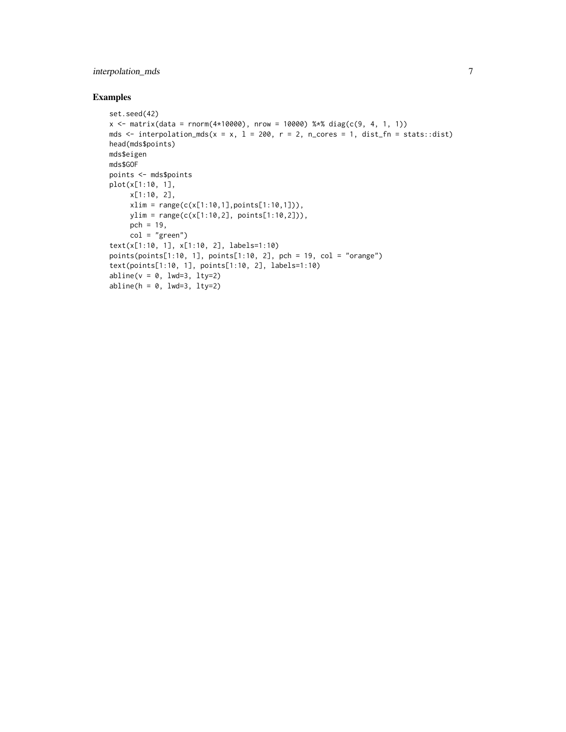## Examples

```
set.seed(42)
x <- matrix(data = rnorm(4*10000), nrow = 10000) %*% diag(c(9, 4, 1, 1))
mds <- interpolation_mds(x = x, l = 200, r = 2, n_cores = 1, dist_fn = stats::dist)
head(mds$points)
mds$eigen
mds$GOF
points <- mds$points
plot(x[1:10, 1],
     x[1:10, 2],
     xlim = range(c(x[1:10,1],points[1:10,1])),
     ylim = range(c(x[1:10,2], points[1:10,2])),
     pch = 19,
     col = "green")
text(x[1:10, 1], x[1:10, 2], labels=1:10)
points(points[1:10, 1], points[1:10, 2], pch = 19, col = "orange")
text(points[1:10, 1], points[1:10, 2], labels=1:10)
abline(v = 0, lwd=3, lty=2)
abline(h = 0, lwd=3, lty=2)
```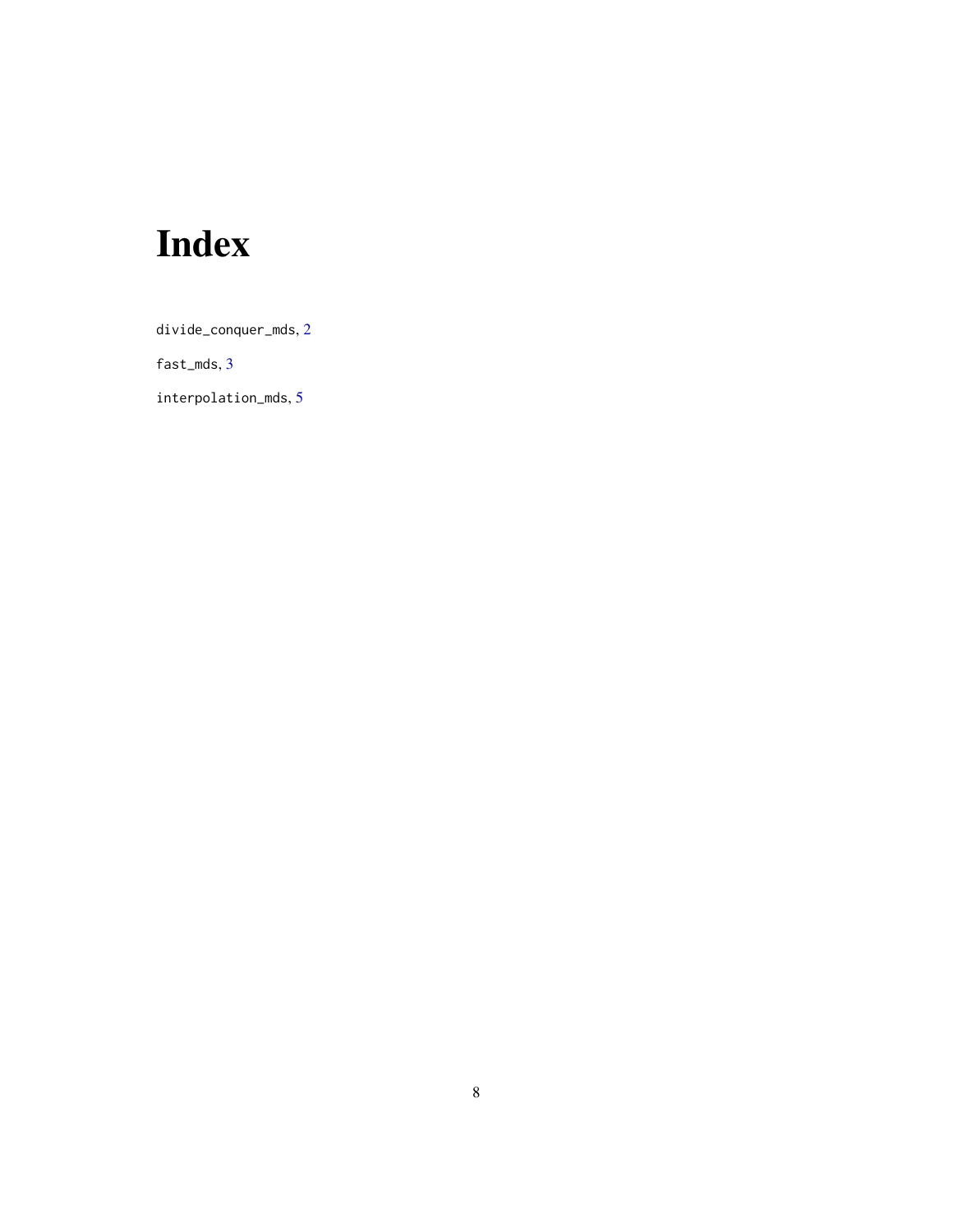# Index

divide_conquer_mds, 2

fast_mds, 3

interpolation_mds, 5